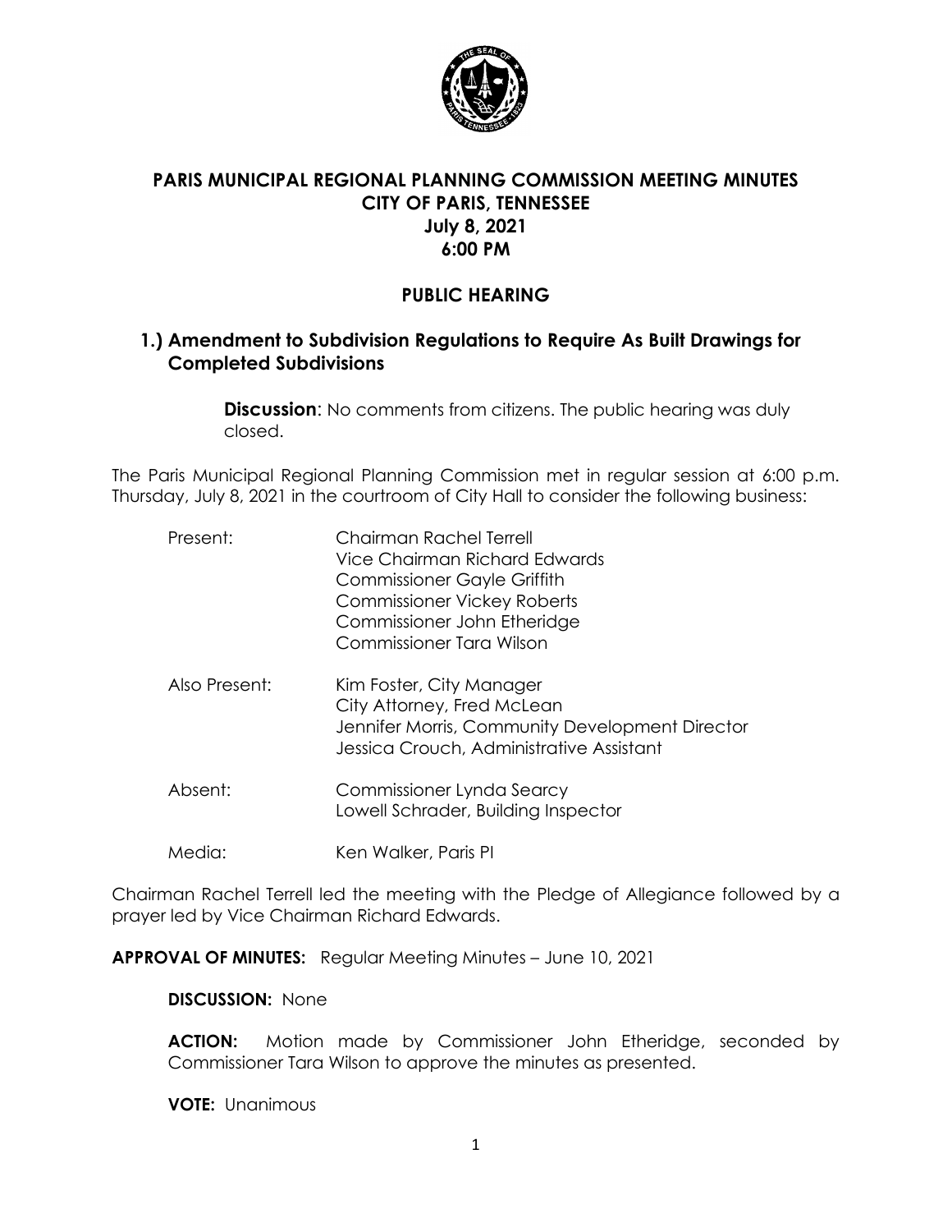# PARIS MUNICIPAL REGIONAL PLANNING COMMISSION MEETING MINUTES
## CITY OF PARIS, TENNESSEE
## July 8, 2021
## 6:00 PM

## PUBLIC HEARING

### 1.) Amendment to Subdivision Regulations to Require As Built Drawings for Completed Subdivisions

**Discussion**: No comments from citizens. The public hearing was duly closed.

The Paris Municipal Regional Planning Commission met in regular session at 6:00 p.m. Thursday, July 8, 2021 in the courtroom of City Hall to consider the following business:

| | |
|---|---|
| Present: | Chairman Rachel Terrell<br>Vice Chairman Richard Edwards<br>Commissioner Gayle Griffith<br>Commissioner Vickey Roberts<br>Commissioner John Etheridge<br>Commissioner Tara Wilson |
| Also Present: | Kim Foster, City Manager<br>City Attorney, Fred McLean<br>Jennifer Morris, Community Development Director<br>Jessica Crouch, Administrative Assistant |
| Absent: | Commissioner Lynda Searcy<br>Lowell Schrader, Building Inspector |
| Media: | Ken Walker, Paris PI |

Chairman Rachel Terrell led the meeting with the Pledge of Allegiance followed by a prayer led by Vice Chairman Richard Edwards.

**APPROVAL OF MINUTES:** Regular Meeting Minutes – June 10, 2021

**DISCUSSION:** None

**ACTION:** Motion made by Commissioner John Etheridge, seconded by Commissioner Tara Wilson to approve the minutes as presented.

**VOTE:** Unanimous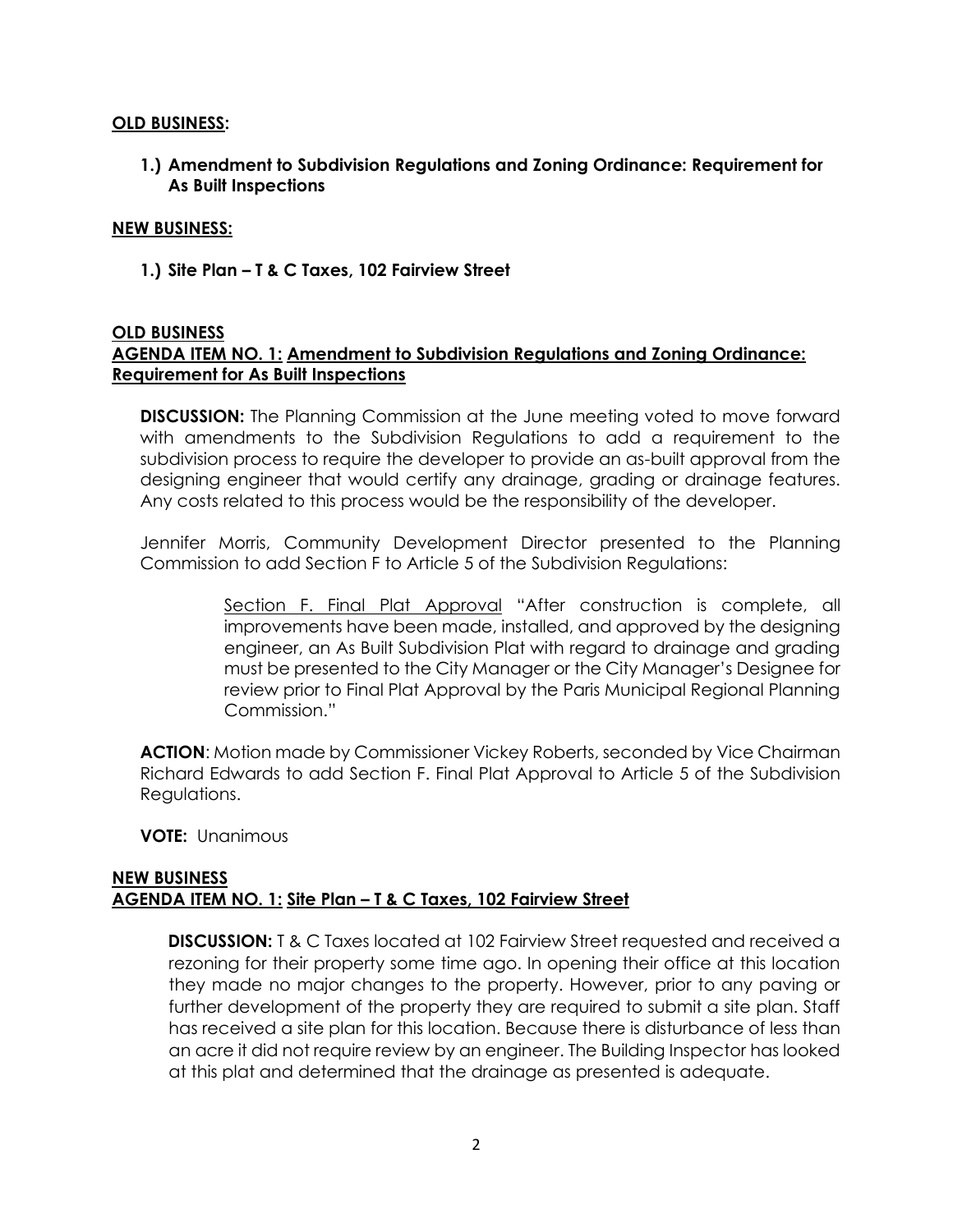**OLD BUSINESS:**

**1.) Amendment to Subdivision Regulations and Zoning Ordinance: Requirement for As Built Inspections**

**NEW BUSINESS:**

**1.) Site Plan – T & C Taxes, 102 Fairview Street**

**OLD BUSINESS**
**AGENDA ITEM NO. 1: Amendment to Subdivision Regulations and Zoning Ordinance: Requirement for As Built Inspections**

**DISCUSSION:** The Planning Commission at the June meeting voted to move forward with amendments to the Subdivision Regulations to add a requirement to the subdivision process to require the developer to provide an as-built approval from the designing engineer that would certify any drainage, grading or drainage features. Any costs related to this process would be the responsibility of the developer.

Jennifer Morris, Community Development Director presented to the Planning Commission to add Section F to Article 5 of the Subdivision Regulations:

> Section F. Final Plat Approval "After construction is complete, all improvements have been made, installed, and approved by the designing engineer, an As Built Subdivision Plat with regard to drainage and grading must be presented to the City Manager or the City Manager's Designee for review prior to Final Plat Approval by the Paris Municipal Regional Planning Commission."

**ACTION**: Motion made by Commissioner Vickey Roberts, seconded by Vice Chairman Richard Edwards to add Section F. Final Plat Approval to Article 5 of the Subdivision Regulations.

**VOTE:** Unanimous

**NEW BUSINESS**
**AGENDA ITEM NO. 1: Site Plan – T & C Taxes, 102 Fairview Street**

**DISCUSSION:** T & C Taxes located at 102 Fairview Street requested and received a rezoning for their property some time ago. In opening their office at this location they made no major changes to the property. However, prior to any paving or further development of the property they are required to submit a site plan. Staff has received a site plan for this location. Because there is disturbance of less than an acre it did not require review by an engineer. The Building Inspector has looked at this plat and determined that the drainage as presented is adequate.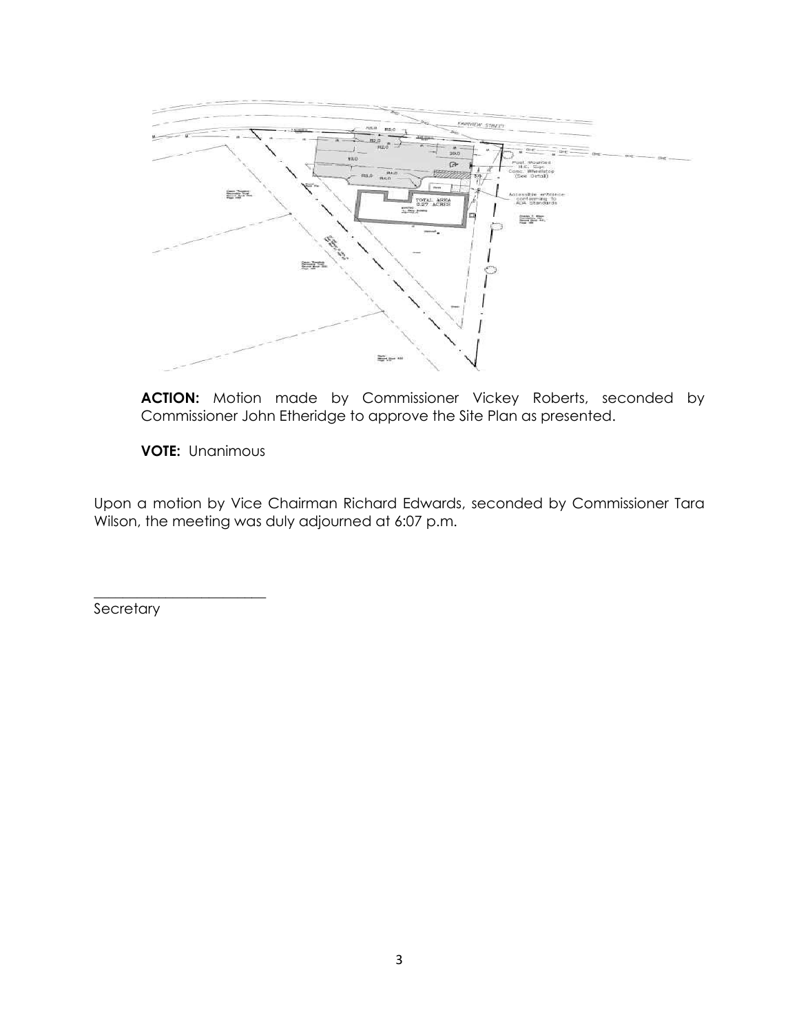**ACTION:** Motion made by Commissioner Vickey Roberts, seconded by Commissioner John Etheridge to approve the Site Plan as presented.

**VOTE:** Unanimous

Upon a motion by Vice Chairman Richard Edwards, seconded by Commissioner Tara Wilson, the meeting was duly adjourned at 6:07 p.m.

_________________________
Secretary